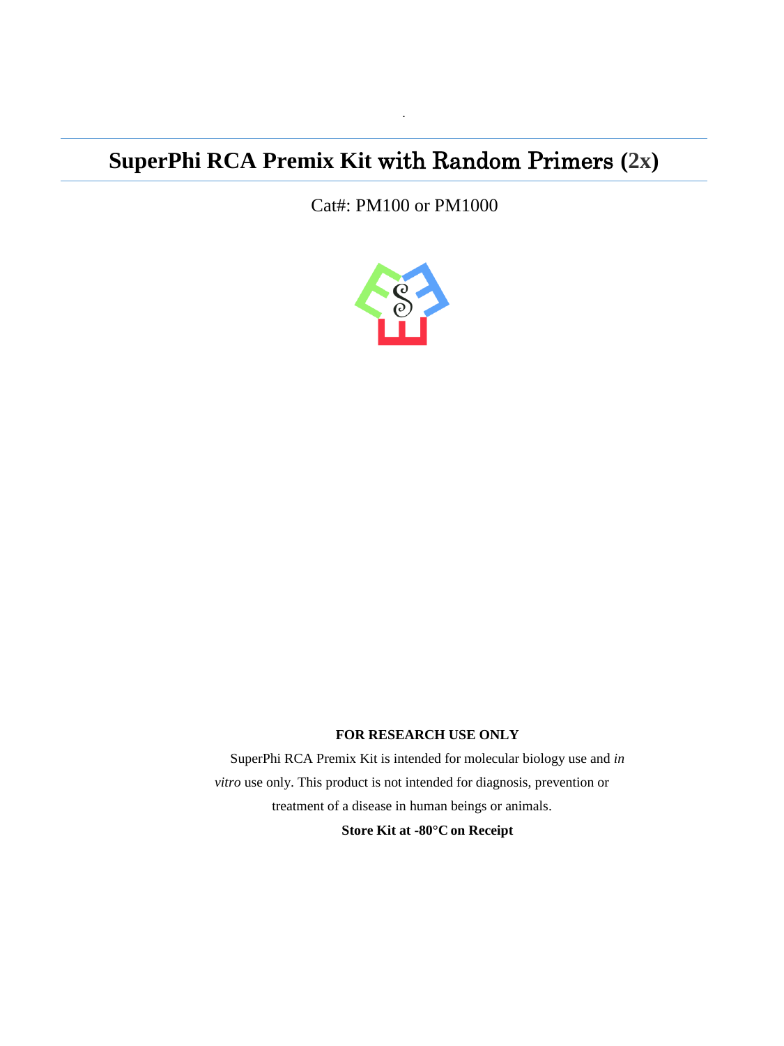# SuperPhi RCA Premix Kit with Random Primers (2x)

Cat#: PM100 or PM1000

**FOR RESEARCH USE ONLY**

SuperPhi RCA Premix Kit is intended for molecular biology use and *in vitro* use only. This product is not intended for diagnosis, prevention or treatment of a disease in human beings or animals.

**Store Kit at -80°C on Receipt**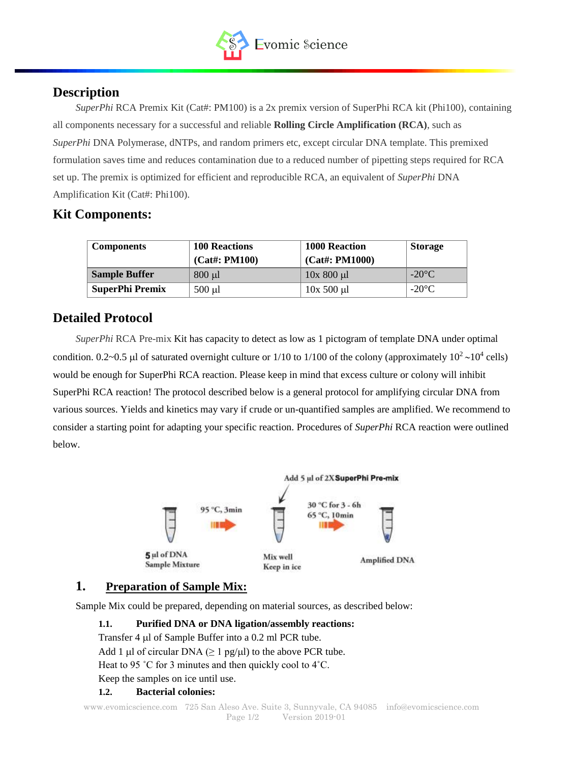## Description

*SuperPhi* RCA Premix Kit (Cat#: PM100) is a 2x premix version of SuperPhi RCA kit (Phi100), containing all components necessary for a successful and reliable **Rolling Circle Amplification (RCA)**, such as *SuperPhi* DNA Polymerase, dNTPs, and random primers etc, except circular DNA template. This premixed formulation saves time and reduces contamination due to a reduced number of pipetting steps required for RCA set up. The premix is optimized for efficient and reproducible RCA, an equivalent of *SuperPhi* DNA Amplification Kit (Cat#: Phi100).

## Kit Components:

| Components | 100 Reactions (Cat#: PM100) | 1000 Reaction (Cat#: PM1000) | Storage |
|---|---|---|---|
| **Sample Buffer** | 800 µl | 10x 800 µl | -20°C |
| **SuperPhi Premix** | 500 µl | 10x 500 µl | -20°C |

## Detailed Protocol

*SuperPhi* RCA Pre-mix Kit has capacity to detect as low as 1 pictogram of template DNA under optimal condition. 0.2~0.5 µl of saturated overnight culture or 1/10 to 1/100 of the colony (approximately $10^2$ ~$10^4$ cells) would be enough for SuperPhi RCA reaction. Please keep in mind that excess culture or colony will inhibit SuperPhi RCA reaction! The protocol described below is a general protocol for amplifying circular DNA from various sources. Yields and kinetics may vary if crude or un-quantified samples are amplified. We recommend to consider a starting point for adapting your specific reaction. Procedures of *SuperPhi* RCA reaction were outlined below.

5 µl of DNA Sample Mixture → 95 °C, 3min → Add 5 µl of 2X **SuperPhi Pre-mix**; Mix well, Keep in ice → 30 °C for 3 - 6h, 65 °C, 10min → Amplified DNA

### 1. Preparation of Sample Mix:

Sample Mix could be prepared, depending on material sources, as described below:

**1.1. Purified DNA or DNA ligation/assembly reactions:**

Transfer 4 µl of Sample Buffer into a 0.2 ml PCR tube.
Add 1 µl of circular DNA (≥ 1 pg/µl) to the above PCR tube.
Heat to 95 ˚C for 3 minutes and then quickly cool to 4˚C.
Keep the samples on ice until use.

**1.2. Bacterial colonies:**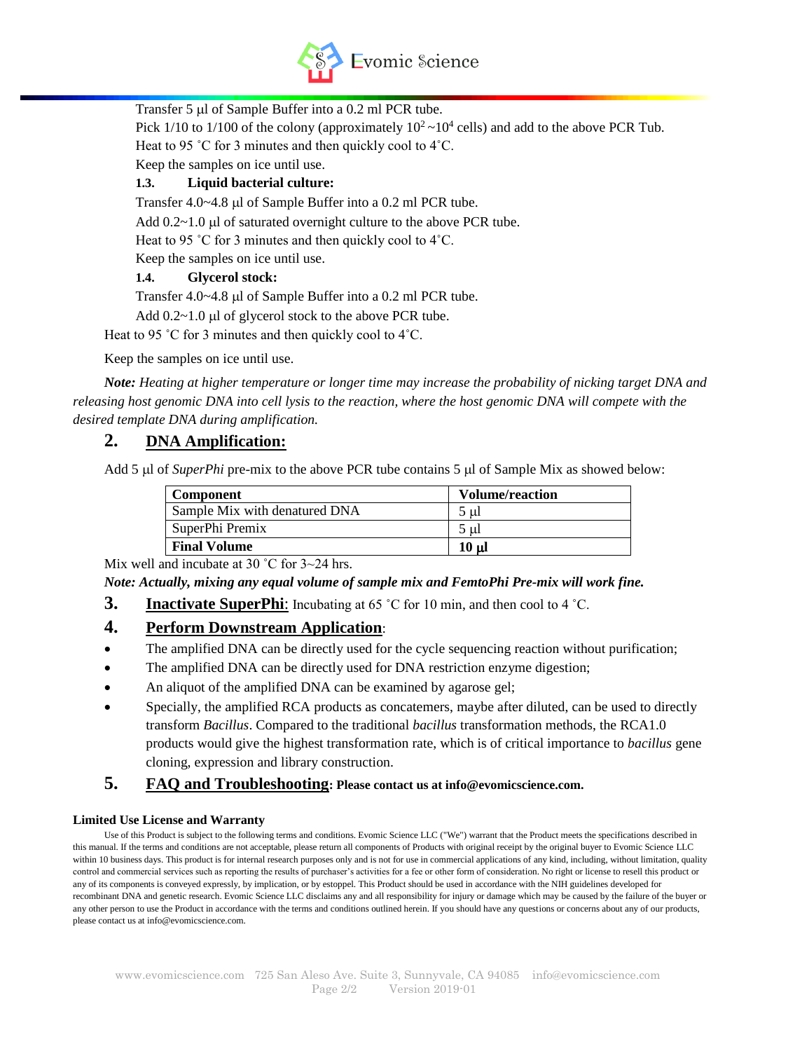Transfer 5 μl of Sample Buffer into a 0.2 ml PCR tube.

Pick 1/10 to 1/100 of the colony (approximately $10^2$~$10^4$ cells) and add to the above PCR Tub.

Heat to 95 ˚C for 3 minutes and then quickly cool to 4˚C.

Keep the samples on ice until use.

**1.3. Liquid bacterial culture:**

Transfer 4.0~4.8 μl of Sample Buffer into a 0.2 ml PCR tube.

Add 0.2~1.0 μl of saturated overnight culture to the above PCR tube.

Heat to 95 ˚C for 3 minutes and then quickly cool to 4˚C.

Keep the samples on ice until use.

**1.4. Glycerol stock:**

Transfer 4.0~4.8 μl of Sample Buffer into a 0.2 ml PCR tube.

Add 0.2~1.0 μl of glycerol stock to the above PCR tube.

Heat to 95 ˚C for 3 minutes and then quickly cool to 4˚C.

Keep the samples on ice until use.

***Note:*** *Heating at higher temperature or longer time may increase the probability of nicking target DNA and releasing host genomic DNA into cell lysis to the reaction, where the host genomic DNA will compete with the desired template DNA during amplification.*

## 2. DNA Amplification:

Add 5 μl of *SuperPhi* pre-mix to the above PCR tube contains 5 μl of Sample Mix as showed below:

| Component | Volume/reaction |
|---|---|
| Sample Mix with denatured DNA | 5 μl |
| SuperPhi Premix | 5 μl |
| **Final Volume** | **10 μl** |

Mix well and incubate at 30 ˚C for 3~24 hrs.

***Note: Actually, mixing any equal volume of sample mix and FemtoPhi Pre-mix will work fine.***

## 3. Inactivate SuperPhi: Incubating at 65 ˚C for 10 min, and then cool to 4 ˚C.

## 4. Perform Downstream Application:

- The amplified DNA can be directly used for the cycle sequencing reaction without purification;
- The amplified DNA can be directly used for DNA restriction enzyme digestion;
- An aliquot of the amplified DNA can be examined by agarose gel;
- Specially, the amplified RCA products as concatemers, maybe after diluted, can be used to directly transform *Bacillus*. Compared to the traditional *bacillus* transformation methods, the RCA1.0 products would give the highest transformation rate, which is of critical importance to *bacillus* gene cloning, expression and library construction.

## 5. FAQ and Troubleshooting: Please contact us at info@evomicscience.com.

**Limited Use License and Warranty**

Use of this Product is subject to the following terms and conditions. Evomic Science LLC ("We") warrant that the Product meets the specifications described in this manual. If the terms and conditions are not acceptable, please return all components of Products with original receipt by the original buyer to Evomic Science LLC within 10 business days. This product is for internal research purposes only and is not for use in commercial applications of any kind, including, without limitation, quality control and commercial services such as reporting the results of purchaser's activities for a fee or other form of consideration. No right or license to resell this product or any of its components is conveyed expressly, by implication, or by estoppel. This Product should be used in accordance with the NIH guidelines developed for recombinant DNA and genetic research. Evomic Science LLC disclaims any and all responsibility for injury or damage which may be caused by the failure of the buyer or any other person to use the Product in accordance with the terms and conditions outlined herein. If you should have any questions or concerns about any of our products, please contact us at info@evomicscience.com.